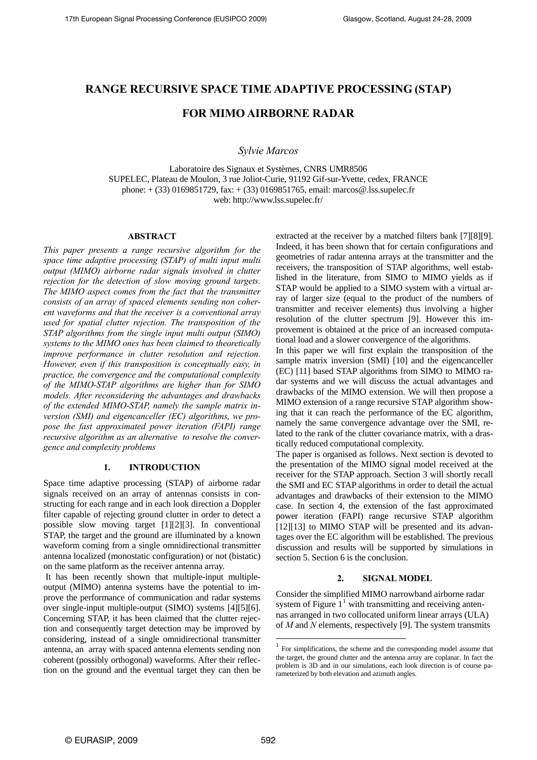# RANGE RECURSIVE SPACE TIME ADAPTIVE PROCESSING (STAP) FOR MIMO AIRBORNE RADAR

*Sylvie Marcos*

Laboratoire des Signaux et Systèmes, CNRS UMR8506
SUPELEC, Plateau de Moulon, 3 rue Joliot-Curie, 91192 Gif-sur-Yvette, cedex, FRANCE
phone: + (33) 0169851729, fax: + (33) 0169851765, email: marcos@.lss.supelec.fr
web: http://www.lss.supelec.fr/

## ABSTRACT

*This paper presents a range recursive algorithm for the space time adaptive processing (STAP) of multi input multi output (MIMO) airborne radar signals involved in clutter rejection for the detection of slow moving ground targets. The MIMO aspect comes from the fact that the transmitter consists of an array of spaced elements sending non coherent waveforms and that the receiver is a conventional array used for spatial clutter rejection. The transposition of the STAP algorithms from the single input multi output (SIMO) systems to the MIMO ones has been claimed to theoretically improve performance in clutter resolution and rejection. However, even if this transposition is conceptually easy, in practice, the convergence and the computational complexity of the MIMO-STAP algorithms are higher than for SIMO models. After reconsidering the advantages and drawbacks of the extended MIMO-STAP, namely the sample matrix inversion (SMI) and eigencanceller (EC) algorithms, we propose the fast approximated power iteration (FAPI) range recursive algorithm as an alternative to resolve the convergence and complexity problems*

## 1. INTRODUCTION

Space time adaptive processing (STAP) of airborne radar signals received on an array of antennas consists in constructing for each range and in each look direction a Doppler filter capable of rejecting ground clutter in order to detect a possible slow moving target [1][2][3]. In conventional STAP, the target and the ground are illuminated by a known waveform coming from a single omnidirectional transmitter antenna localized (monostatic configuration) or not (bistatic) on the same platform as the receiver antenna array.

It has been recently shown that multiple-input multiple-output (MIMO) antenna systems have the potential to improve the performance of communication and radar systems over single-input multiple-output (SIMO) systems [4][5][6]. Concerning STAP, it has been claimed that the clutter rejection and consequently target detection may be improved by considering, instead of a single omnidirectional transmitter antenna, an array with spaced antenna elements sending non coherent (possibly orthogonal) waveforms. After their reflection on the ground and the eventual target they can then be extracted at the receiver by a matched filters bank [7][8][9]. Indeed, it has been shown that for certain configurations and geometries of radar antenna arrays at the transmitter and the receivers, the transposition of STAP algorithms, well established in the literature, from SIMO to MIMO yields as if STAP would be applied to a SIMO system with a virtual array of larger size (equal to the product of the numbers of transmitter and receiver elements) thus involving a higher resolution of the clutter spectrum [9]. However this improvement is obtained at the price of an increased computational load and a slower convergence of the algorithms.

In this paper we will first explain the transposition of the sample matrix inversion (SMI) [10] and the eigencanceller (EC) [11] based STAP algorithms from SIMO to MIMO radar systems and we will discuss the actual advantages and drawbacks of the MIMO extension. We will then propose a MIMO extension of a range recursive STAP algorithm showing that it can reach the performance of the EC algorithm, namely the same convergence advantage over the SMI, related to the rank of the clutter covariance matrix, with a drastically reduced computational complexity.

The paper is organised as follows. Next section is devoted to the presentation of the MIMO signal model received at the receiver for the STAP approach. Section 3 will shortly recall the SMI and EC STAP algorithms in order to detail the actual advantages and drawbacks of their extension to the MIMO case. In section 4, the extension of the fast approximated power iteration (FAPI) range recursive STAP algorithm [12][13] to MIMO STAP will be presented and its advantages over the EC algorithm will be established. The previous discussion and results will be supported by simulations in section 5. Section 6 is the conclusion.

## 2. SIGNAL MODEL

Consider the simplified MIMO narrowband airborne radar system of Figure 1[1] with transmitting and receiving antennas arranged in two collocated uniform linear arrays (ULA) of $M$ and $N$ elements, respectively [9]. The system transmits

[1] For simplifications, the scheme and the corresponding model assume that the target, the ground clutter and the antenna array are coplanar. In fact the problem is 3D and in our simulations, each look direction is of course parameterized by both elevation and azimuth angles.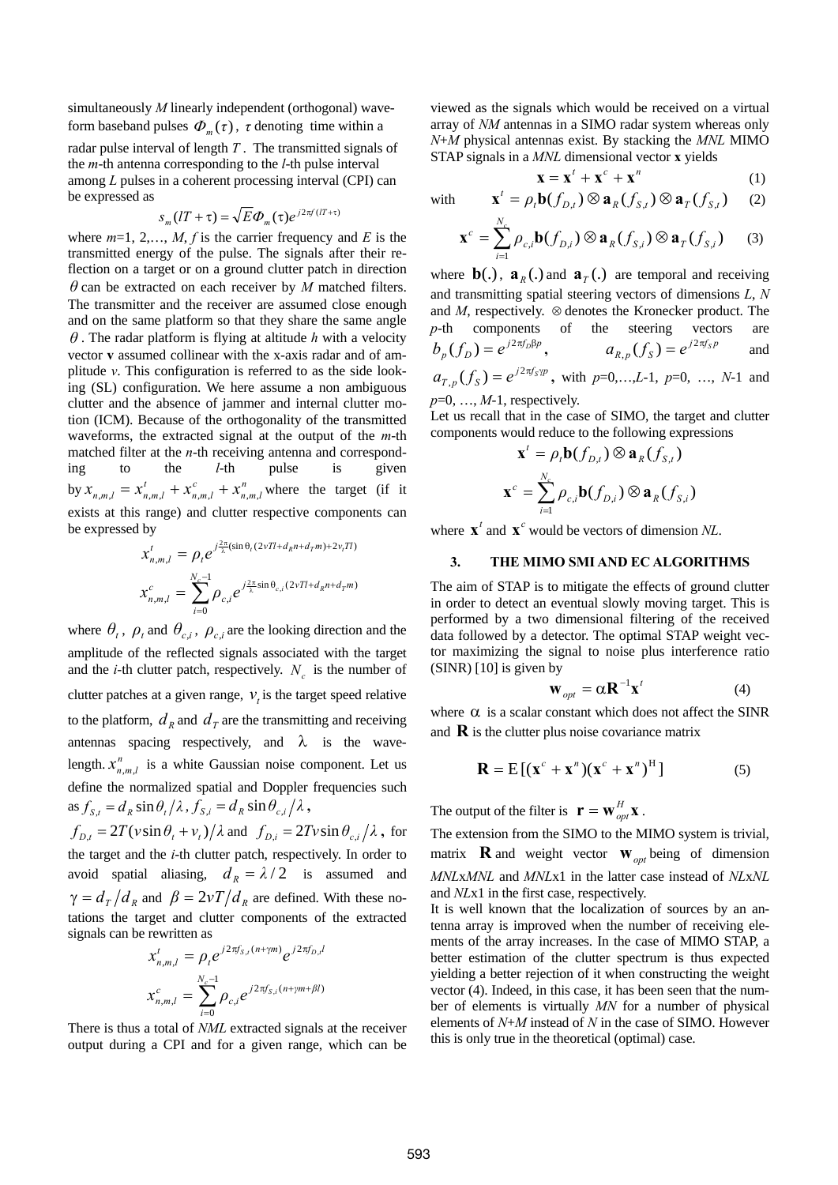simultaneously $M$ linearly independent (orthogonal) waveform baseband pulses $\Phi_m(\tau)$, $\tau$ denoting time within a radar pulse interval of length $T$. The transmitted signals of the $m$-th antenna corresponding to the $l$-th pulse interval among $L$ pulses in a coherent processing interval (CPI) can be expressed as

$$s_m(lT+\tau) = \sqrt{E}\Phi_m(\tau)e^{j2\pi f(lT+\tau)}$$

where $m$=1, 2,…, $M$, $f$ is the carrier frequency and $E$ is the transmitted energy of the pulse. The signals after their reflection on a target or on a ground clutter patch in direction $\theta$ can be extracted on each receiver by $M$ matched filters. The transmitter and the receiver are assumed close enough and on the same platform so that they share the same angle $\theta$. The radar platform is flying at altitude $h$ with a velocity vector **v** assumed collinear with the x-axis radar and of amplitude $v$. This configuration is referred to as the side looking (SL) configuration. We here assume a non ambiguous clutter and the absence of jammer and internal clutter motion (ICM). Because of the orthogonality of the transmitted waveforms, the extracted signal at the output of the $m$-th matched filter at the $n$-th receiving antenna and corresponding to the $l$-th pulse is given by $x_{n,m,l} = x^t_{n,m,l} + x^c_{n,m,l} + x^n_{n,m,l}$ where the target (if it exists at this range) and clutter respective components can be expressed by

$$x^t_{n,m,l} = \rho_t e^{j\frac{2\pi}{\lambda}(\sin\theta_t(2vTl+d_R n+d_T m)+2v_t Tl)}$$

$$x^c_{n,m,l} = \sum_{i=0}^{N_c-1}\rho_{c,i}e^{j\frac{2\pi}{\lambda}\sin\theta_{c,i}(2vTl+d_R n+d_T m)}$$

where $\theta_t$, $\rho_t$ and $\theta_{c,i}$, $\rho_{c,i}$ are the looking direction and the amplitude of the reflected signals associated with the target and the $i$-th clutter patch, respectively. $N_c$ is the number of clutter patches at a given range, $v_t$ is the target speed relative to the platform, $d_R$ and $d_T$ are the transmitting and receiving antennas spacing respectively, and $\lambda$ is the wavelength. $x^n_{n,m,l}$ is a white Gaussian noise component. Let us define the normalized spatial and Doppler frequencies such as $f_{S,t} = d_R\sin\theta_t/\lambda$, $f_{S,i} = d_R\sin\theta_{c,i}/\lambda$, $f_{D,t} = 2T(v\sin\theta_t + v_t)/\lambda$ and $f_{D,i} = 2Tv\sin\theta_{c,i}/\lambda$, for the target and the $i$-th clutter patch, respectively. In order to avoid spatial aliasing, $d_R = \lambda/2$ is assumed and $\gamma = d_T/d_R$ and $\beta = 2vT/d_R$ are defined. With these notations the target and clutter components of the extracted signals can be rewritten as

$$x^t_{n,m,l} = \rho_t e^{j2\pi f_{S,t}(n+\gamma m)}e^{j2\pi f_{D,t}l}$$

$$x^c_{n,m,l} = \sum_{i=0}^{N_c-1}\rho_{c,i}e^{j2\pi f_{S,i}(n+\gamma m+\beta l)}$$

There is thus a total of $NML$ extracted signals at the receiver output during a CPI and for a given range, which can be viewed as the signals which would be received on a virtual array of $NM$ antennas in a SIMO radar system whereas only $N+M$ physical antennas exist. By stacking the $MNL$ MIMO STAP signals in a $MNL$ dimensional vector **x** yields

$$\mathbf{x} = \mathbf{x}^t + \mathbf{x}^c + \mathbf{x}^n \tag{1}$$

with

$$\mathbf{x}^t = \rho_t\mathbf{b}(f_{D,t})\otimes\mathbf{a}_R(f_{S,t})\otimes\mathbf{a}_T(f_{S,t}) \tag{2}$$

$$\mathbf{x}^c = \sum_{i=1}^{N_c}\rho_{c,i}\mathbf{b}(f_{D,i})\otimes\mathbf{a}_R(f_{S,i})\otimes\mathbf{a}_T(f_{S,i}) \tag{3}$$

where $\mathbf{b}(.)$, $\mathbf{a}_R(.)$ and $\mathbf{a}_T(.)$ are temporal and receiving and transmitting spatial steering vectors of dimensions $L$, $N$ and $M$, respectively. $\otimes$ denotes the Kronecker product. The $p$-th components of the steering vectors are $b_p(f_D) = e^{j2\pi f_D\beta p}$, $a_{R,p}(f_S) = e^{j2\pi f_S p}$ and $a_{T,p}(f_S) = e^{j2\pi f_S\gamma p}$, with $p$=0,…,$L$-1, $p$=0, …, $N$-1 and $p$=0, …, $M$-1, respectively.

Let us recall that in the case of SIMO, the target and clutter components would reduce to the following expressions

$$\mathbf{x}^t = \rho_t\mathbf{b}(f_{D,t})\otimes\mathbf{a}_R(f_{S,t})$$

$$\mathbf{x}^c = \sum_{i=1}^{N_c}\rho_{c,i}\mathbf{b}(f_{D,i})\otimes\mathbf{a}_R(f_{S,i})$$

where $\mathbf{x}^t$ and $\mathbf{x}^c$ would be vectors of dimension $NL$.

## 3. THE MIMO SMI AND EC ALGORITHMS

The aim of STAP is to mitigate the effects of ground clutter in order to detect an eventual slowly moving target. This is performed by a two dimensional filtering of the received data followed by a detector. The optimal STAP weight vector maximizing the signal to noise plus interference ratio (SINR) [10] is given by

$$\mathbf{w}_{opt} = \alpha\mathbf{R}^{-1}\mathbf{x}^t \tag{4}$$

where $\alpha$ is a scalar constant which does not affect the SINR and $\mathbf{R}$ is the clutter plus noise covariance matrix

$$\mathbf{R} = \mathrm{E}[(\mathbf{x}^c+\mathbf{x}^n)(\mathbf{x}^c+\mathbf{x}^n)^{\mathrm{H}}] \tag{5}$$

The output of the filter is $\mathbf{r} = \mathbf{w}^H_{opt}\mathbf{x}$.

The extension from the SIMO to the MIMO system is trivial, matrix $\mathbf{R}$ and weight vector $\mathbf{w}_{opt}$ being of dimension $MNL$x$MNL$ and $MNL$x1 in the latter case instead of $NL$x$NL$ and $NL$x1 in the first case, respectively.

It is well known that the localization of sources by an antenna array is improved when the number of receiving elements of the array increases. In the case of MIMO STAP, a better estimation of the clutter spectrum is thus expected yielding a better rejection of it when constructing the weight vector (4). Indeed, in this case, it has been seen that the number of elements is virtually $MN$ for a number of physical elements of $N+M$ instead of $N$ in the case of SIMO. However this is only true in the theoretical (optimal) case.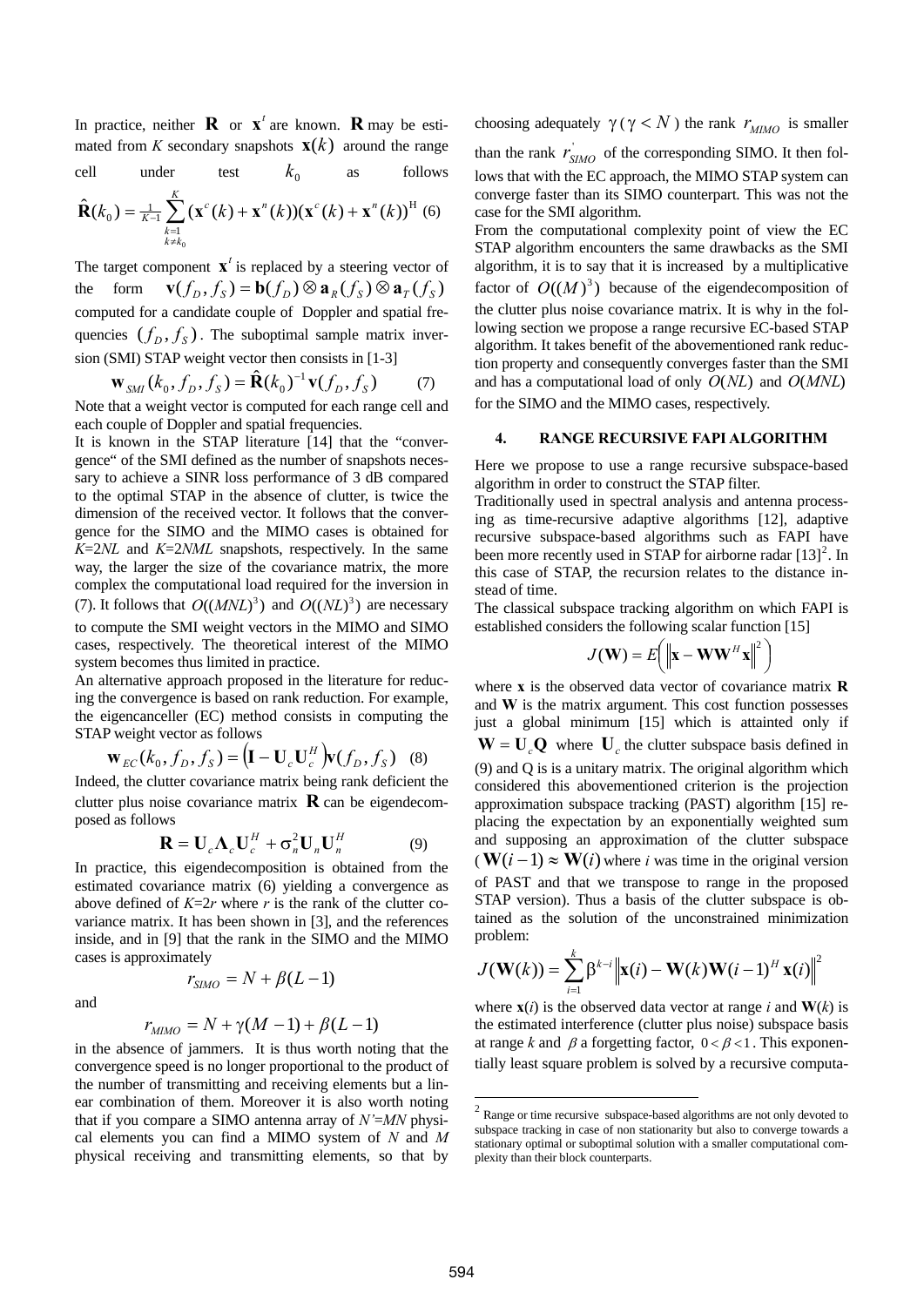In practice, neither $\mathbf{R}$ or $\mathbf{x}^t$ are known. $\mathbf{R}$ may be estimated from $K$ secondary snapshots $\mathbf{x}(k)$ around the range cell under test $k_0$ as follows

$$\hat{\mathbf{R}}(k_0) = \frac{1}{K-1}\sum_{\substack{k=1 \\ k \neq k_0}}^{K} (\mathbf{x}^c(k) + \mathbf{x}^n(k))(\mathbf{x}^c(k) + \mathbf{x}^n(k))^{\mathrm{H}} \quad (6)$$

The target component $\mathbf{x}^t$ is replaced by a steering vector of the form $\mathbf{v}(f_D, f_S) = \mathbf{b}(f_D) \otimes \mathbf{a}_R(f_S) \otimes \mathbf{a}_T(f_S)$ computed for a candidate couple of Doppler and spatial frequencies $(f_D, f_S)$. The suboptimal sample matrix inversion (SMI) STAP weight vector then consists in [1-3]

$$\mathbf{w}_{SMI}(k_0, f_D, f_S) = \hat{\mathbf{R}}(k_0)^{-1}\mathbf{v}(f_D, f_S) \quad (7)$$

Note that a weight vector is computed for each range cell and each couple of Doppler and spatial frequencies.

It is known in the STAP literature [14] that the "convergence" of the SMI defined as the number of snapshots necessary to achieve a SINR loss performance of 3 dB compared to the optimal STAP in the absence of clutter, is twice the dimension of the received vector. It follows that the convergence for the SIMO and the MIMO cases is obtained for $K$=2$NL$ and $K$=2$NML$ snapshots, respectively. In the same way, the larger the size of the covariance matrix, the more complex the computational load required for the inversion in (7). It follows that $O((MNL)^3)$ and $O((NL)^3)$ are necessary to compute the SMI weight vectors in the MIMO and SIMO cases, respectively. The theoretical interest of the MIMO system becomes thus limited in practice.

An alternative approach proposed in the literature for reducing the convergence is based on rank reduction. For example, the eigencanceller (EC) method consists in computing the STAP weight vector as follows

$$\mathbf{w}_{EC}(k_0, f_D, f_S) = \left(\mathbf{I} - \mathbf{U}_c\mathbf{U}_c^H\right)\mathbf{v}(f_D, f_S) \quad (8)$$

Indeed, the clutter covariance matrix being rank deficient the clutter plus noise covariance matrix $\mathbf{R}$ can be eigendecomposed as follows

$$\mathbf{R} = \mathbf{U}_c\mathbf{\Lambda}_c\mathbf{U}_c^H + \sigma_n^2\mathbf{U}_n\mathbf{U}_n^H \quad (9)$$

In practice, this eigendecomposition is obtained from the estimated covariance matrix (6) yielding a convergence as above defined of $K$=2$r$ where $r$ is the rank of the clutter covariance matrix. It has been shown in [3], and the references inside, and in [9] that the rank in the SIMO and the MIMO cases is approximately

$$r_{SIMO} = N + \beta(L-1)$$

and

$$r_{MIMO} = N + \gamma(M-1) + \beta(L-1)$$

in the absence of jammers. It is thus worth noting that the convergence speed is no longer proportional to the product of the number of transmitting and receiving elements but a linear combination of them. Moreover it is also worth noting that if you compare a SIMO antenna array of $N'$=$MN$ physical elements you can find a MIMO system of $N$ and $M$ physical receiving and transmitting elements, so that by choosing adequately $\gamma$ ($\gamma < N$) the rank $r_{MIMO}$ is smaller than the rank $r'_{SIMO}$ of the corresponding SIMO. It then follows that with the EC approach, the MIMO STAP system can converge faster than its SIMO counterpart. This was not the case for the SMI algorithm.

From the computational complexity point of view the EC STAP algorithm encounters the same drawbacks as the SMI algorithm, it is to say that it is increased by a multiplicative factor of $O((M)^3)$ because of the eigendecomposition of the clutter plus noise covariance matrix. It is why in the following section we propose a range recursive EC-based STAP algorithm. It takes benefit of the abovementioned rank reduction property and consequently converges faster than the SMI and has a computational load of only $O(NL)$ and $O(MNL)$ for the SIMO and the MIMO cases, respectively.

## 4. RANGE RECURSIVE FAPI ALGORITHM

Here we propose to use a range recursive subspace-based algorithm in order to construct the STAP filter.

Traditionally used in spectral analysis and antenna processing as time-recursive adaptive algorithms [12], adaptive recursive subspace-based algorithms such as FAPI have been more recently used in STAP for airborne radar [13][2]. In this case of STAP, the recursion relates to the distance instead of time.

The classical subspace tracking algorithm on which FAPI is established considers the following scalar function [15]

$$J(\mathbf{W}) = E\left(\left\|\mathbf{x} - \mathbf{W}\mathbf{W}^H\mathbf{x}\right\|^2\right)$$

where $\mathbf{x}$ is the observed data vector of covariance matrix $\mathbf{R}$ and $\mathbf{W}$ is the matrix argument. This cost function possesses just a global minimum [15] which is attainted only if $\mathbf{W} = \mathbf{U}_c\mathbf{Q}$ where $\mathbf{U}_c$ the clutter subspace basis defined in (9) and Q is is a unitary matrix. The original algorithm which considered this abovementioned criterion is the projection approximation subspace tracking (PAST) algorithm [15] replacing the expectation by an exponentially weighted sum and supposing an approximation of the clutter subspace ($\mathbf{W}(i-1) \approx \mathbf{W}(i)$ where $i$ was time in the original version of PAST and that we transpose to range in the proposed STAP version). Thus a basis of the clutter subspace is obtained as the solution of the unconstrained minimization problem:

$$J(\mathbf{W}(k)) = \sum_{i=1}^{k}\beta^{k-i}\left\|\mathbf{x}(i) - \mathbf{W}(k)\mathbf{W}(i-1)^H\mathbf{x}(i)\right\|^2$$

where $\mathbf{x}(i)$ is the observed data vector at range $i$ and $\mathbf{W}(k)$ is the estimated interference (clutter plus noise) subspace basis at range $k$ and $\beta$ a forgetting factor, $0 < \beta < 1$. This exponentially least square problem is solved by a recursive computa-

[2] Range or time recursive subspace-based algorithms are not only devoted to subspace tracking in case of non stationarity but also to converge towards a stationary optimal or suboptimal solution with a smaller computational complexity than their block counterparts.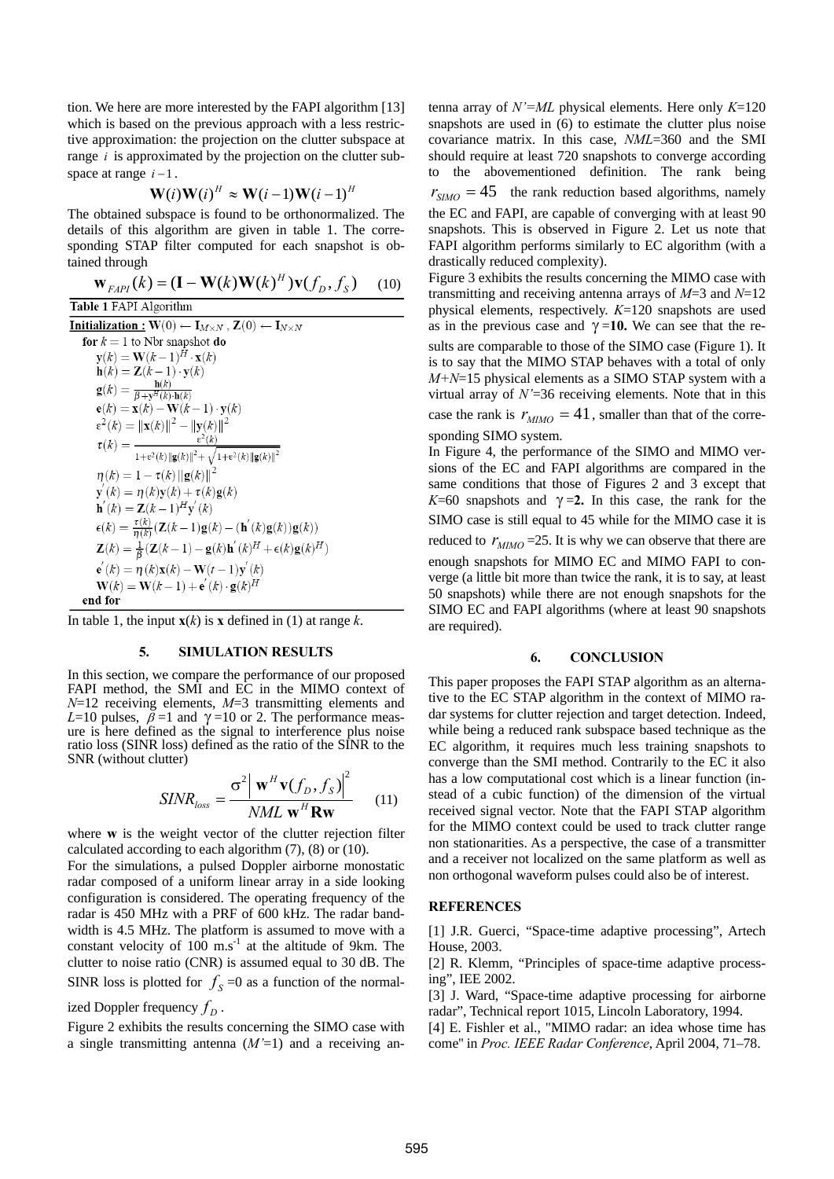tion. We here are more interested by the FAPI algorithm [13] which is based on the previous approach with a less restrictive approximation: the projection on the clutter subspace at range $i$ is approximated by the projection on the clutter subspace at range $i-1$.

$$\mathbf{W}(i)\mathbf{W}(i)^H \approx \mathbf{W}(i-1)\mathbf{W}(i-1)^H$$

The obtained subspace is found to be orthonormalized. The details of this algorithm are given in table 1. The corresponding STAP filter computed for each snapshot is obtained through

$$\mathbf{w}_{FAPI}(k) = (\mathbf{I} - \mathbf{W}(k)\mathbf{W}(k)^H)\mathbf{v}(f_D, f_S) \quad (10)$$

**Table 1** FAPI Algorithm

**Initialization :** $\mathbf{W}(0) \leftarrow \mathbf{I}_{M\times N}$ , $\mathbf{Z}(0) \leftarrow \mathbf{I}_{N\times N}$

**for** $k = 1$ to Nbr snapshot **do**

$\mathbf{y}(k) = \mathbf{W}(k-1)^H \cdot \mathbf{x}(k)$

$\mathbf{h}(k) = \mathbf{Z}(k-1) \cdot \mathbf{y}(k)$

$\mathbf{g}(k) = \frac{\mathbf{h}(k)}{\beta + \mathbf{y}^H(k)\cdot \mathbf{h}(k)}$

$\mathbf{e}(k) = \mathbf{x}(k) - \mathbf{W}(k-1)\cdot \mathbf{y}(k)$

$\varepsilon^2(k) = \|\mathbf{x}(k)\|^2 - \|\mathbf{y}(k)\|^2$

$\tau(k) = \frac{\varepsilon^2(k)}{1+\varepsilon^2(k)\|\mathbf{g}(k)\|^2 + \sqrt{1+\varepsilon^2(k)\|\mathbf{g}(k)\|^2}}$

$\eta(k) = 1 - \tau(k)\|\mathbf{g}(k)\|^2$

$\mathbf{y}'(k) = \eta(k)\mathbf{y}(k) + \tau(k)\mathbf{g}(k)$

$\mathbf{h}'(k) = \mathbf{Z}(k-1)^H\mathbf{y}'(k)$

$\epsilon(k) = \frac{\tau(k)}{\eta(k)}(\mathbf{Z}(k-1)\mathbf{g}(k) - (\mathbf{h}'(k)\mathbf{g}(k))\mathbf{g}(k))$

$\mathbf{Z}(k) = \frac{1}{\beta}(\mathbf{Z}(k-1) - \mathbf{g}(k)\mathbf{h}'(k)^H + \epsilon(k)\mathbf{g}(k)^H)$

$\mathbf{e}'(k) = \eta(k)\mathbf{x}(k) - \mathbf{W}(t-1)\mathbf{y}'(k)$

$\mathbf{W}(k) = \mathbf{W}(k-1) + \mathbf{e}'(k)\cdot \mathbf{g}(k)^H$

**end for**

In table 1, the input $\mathbf{x}(k)$ is $\mathbf{x}$ defined in (1) at range $k$.

## 5. SIMULATION RESULTS

In this section, we compare the performance of our proposed FAPI method, the SMI and EC in the MIMO context of $N$=12 receiving elements, $M$=3 transmitting elements and $L$=10 pulses, $\beta$=1 and $\gamma$=10 or 2. The performance measure is here defined as the signal to interference plus noise ratio loss (SINR loss) defined as the ratio of the SINR to the SNR (without clutter)

$$SINR_{loss} = \frac{\sigma^2 \left| \mathbf{w}^H \mathbf{v}(f_D, f_S) \right|^2}{NML\ \mathbf{w}^H \mathbf{R} \mathbf{w}} \quad (11)$$

where $\mathbf{w}$ is the weight vector of the clutter rejection filter calculated according to each algorithm (7), (8) or (10).

For the simulations, a pulsed Doppler airborne monostatic radar composed of a uniform linear array in a side looking configuration is considered. The operating frequency of the radar is 450 MHz with a PRF of 600 kHz. The radar bandwidth is 4.5 MHz. The platform is assumed to move with a constant velocity of 100 m.s$^{-1}$ at the altitude of 9km. The clutter to noise ratio (CNR) is assumed equal to 30 dB. The SINR loss is plotted for $f_S$=0 as a function of the normalized Doppler frequency $f_D$.

Figure 2 exhibits the results concerning the SIMO case with a single transmitting antenna ($M'$=1) and a receiving antenna array of $N'$=$ML$ physical elements. Here only $K$=120 snapshots are used in (6) to estimate the clutter plus noise covariance matrix. In this case, $NML$=360 and the SMI should require at least 720 snapshots to converge according to the abovementioned definition. The rank being $r_{SIMO} = 45$ the rank reduction based algorithms, namely the EC and FAPI, are capable of converging with at least 90 snapshots. This is observed in Figure 2. Let us note that FAPI algorithm performs similarly to EC algorithm (with a drastically reduced complexity).

Figure 3 exhibits the results concerning the MIMO case with transmitting and receiving antenna arrays of $M$=3 and $N$=12 physical elements, respectively. $K$=120 snapshots are used as in the previous case and **$\gamma$=10.** We can see that the results are comparable to those of the SIMO case (Figure 1). It is to say that the MIMO STAP behaves with a total of only $M$+$N$=15 physical elements as a SIMO STAP system with a virtual array of $N'$=36 receiving elements. Note that in this case the rank is $r_{MIMO} = 41$, smaller than that of the corresponding SIMO system.

In Figure 4, the performance of the SIMO and MIMO versions of the EC and FAPI algorithms are compared in the same conditions that those of Figures 2 and 3 except that $K$=60 snapshots and **$\gamma$=2.** In this case, the rank for the SIMO case is still equal to 45 while for the MIMO case it is reduced to $r_{MIMO}$=25. It is why we can observe that there are enough snapshots for MIMO EC and MIMO FAPI to converge (a little bit more than twice the rank, it is to say, at least 50 snapshots) while there are not enough snapshots for the SIMO EC and FAPI algorithms (where at least 90 snapshots are required).

## 6. CONCLUSION

This paper proposes the FAPI STAP algorithm as an alternative to the EC STAP algorithm in the context of MIMO radar systems for clutter rejection and target detection. Indeed, while being a reduced rank subspace based technique as the EC algorithm, it requires much less training snapshots to converge than the SMI method. Contrarily to the EC it also has a low computational cost which is a linear function (instead of a cubic function) of the dimension of the virtual received signal vector. Note that the FAPI STAP algorithm for the MIMO context could be used to track clutter range non stationarities. As a perspective, the case of a transmitter and a receiver not localized on the same platform as well as non orthogonal waveform pulses could also be of interest.

## REFERENCES

[1] J.R. Guerci, "Space-time adaptive processing", Artech House, 2003.

[2] R. Klemm, "Principles of space-time adaptive processing", IEE 2002.

[3] J. Ward, "Space-time adaptive processing for airborne radar", Technical report 1015, Lincoln Laboratory, 1994.

[4] E. Fishler et al., "MIMO radar: an idea whose time has come" in *Proc. IEEE Radar Conference*, April 2004, 71–78.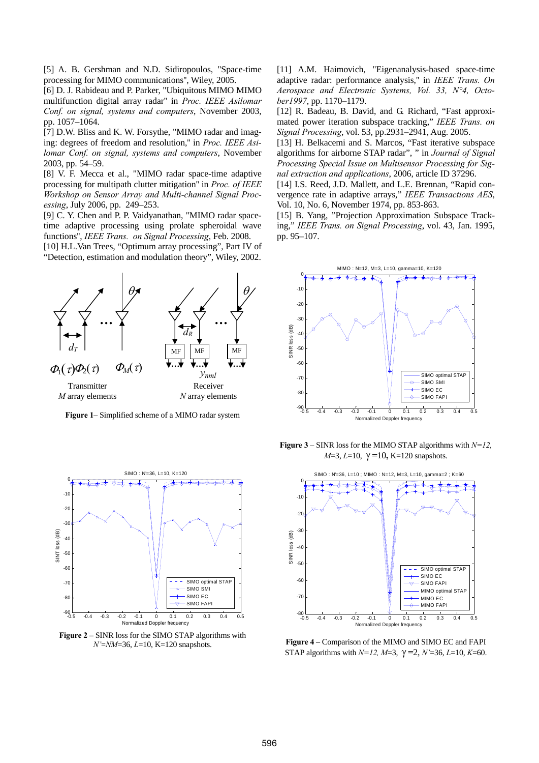[5] A. B. Gershman and N.D. Sidiropoulos, "Space-time processing for MIMO communications", Wiley, 2005.

[6] D. J. Rabideau and P. Parker, "Ubiquitous MIMO MIMO multifunction digital array radar" in *Proc. IEEE Asilomar Conf. on signal, systems and computers*, November 2003, pp. 1057–1064.

[7] D.W. Bliss and K. W. Forsythe, "MIMO radar and imaging: degrees of freedom and resolution," in *Proc. IEEE Asilomar Conf. on signal, systems and computers*, November 2003, pp. 54–59.

[8] V. F. Mecca et al., "MIMO radar space-time adaptive processing for multipath clutter mitigation" in *Proc. of IEEE Workshop on Sensor Array and Multi-channel Signal Processing*, July 2006, pp. 249–253.

[9] C. Y. Chen and P. P. Vaidyanathan, "MIMO radar space-time adaptive processing using prolate spheroidal wave functions", *IEEE Trans. on Signal Processing*, Feb. 2008.

[10] H.L.Van Trees, "Optimum array processing", Part IV of "Detection, estimation and modulation theory", Wiley, 2002.

[11] A.M. Haimovich, "Eigenanalysis-based space-time adaptive radar: performance analysis," in *IEEE Trans. On Aerospace and Electronic Systems, Vol. 33, N°4, October1997*, pp. 1170–1179.

[12] R. Badeau, B. David, and G. Richard, "Fast approximated power iteration subspace tracking," *IEEE Trans. on Signal Processing*, vol. 53, pp.2931–2941, Aug. 2005.

[13] H. Belkacemi and S. Marcos, "Fast iterative subspace algorithms for airborne STAP radar", " in *Journal of Signal Processing Special Issue on Multisensor Processing for Signal extraction and applications*, 2006, article ID 37296.

[14] I.S. Reed, J.D. Mallett, and L.E. Brennan, "Rapid convergence rate in adaptive arrays," *IEEE Transactions AES*, Vol. 10, No. 6, November 1974, pp. 853-863.

[15] B. Yang, "Projection Approximation Subspace Tracking," *IEEE Trans. on Signal Processing*, vol. 43, Jan. 1995, pp. 95–107.

$\theta$ $d_T$ $\Phi_1(\tau)\Phi_2(\tau)$ $\Phi_M(\tau)$
Transmitter
*M* array elements

$\theta$ $d_R$ MF MF MF $y_{nml}$
Receiver
*N* array elements

**Figure 1**– Simplified scheme of a MIMO radar system

SIMO : N'=36, L=10, K=120
SINT loss (dB)
Normalized Doppler frequency
SIMO optimal STAP
SIMO SMI
SIMO EC
SIMO FAPI

**Figure 2** – SINR loss for the SIMO STAP algorithms with $N'=NM$=36, $L$=10, K=120 snapshots.

MIMO : N=12, M=3, L=10, gamma=10, K=120
SINR loss (dB)
Normalized Doppler frequency
SIMO optimal STAP
SIMO SMI
SIMO EC
SIMO FAPI

**Figure 3** – SINR loss for the MIMO STAP algorithms with $N$=12, $M$=3, $L$=10, $\gamma$=10, K=120 snapshots.

SIMO : N'=36, L=10 ; MIMO : N=12, M=3, L=10, gamma=2 ; K=60
SINR loss (dB)
Normalized Doppler frequency
SIMO optimal STAP
SIMO EC
SIMO FAPI
MIMO optimal STAP
MIMO EC
MIMO FAPI

**Figure 4** – Comparison of the MIMO and SIMO EC and FAPI STAP algorithms with $N$=12, $M$=3, $\gamma$=2, $N'$=36, $L$=10, $K$=60.